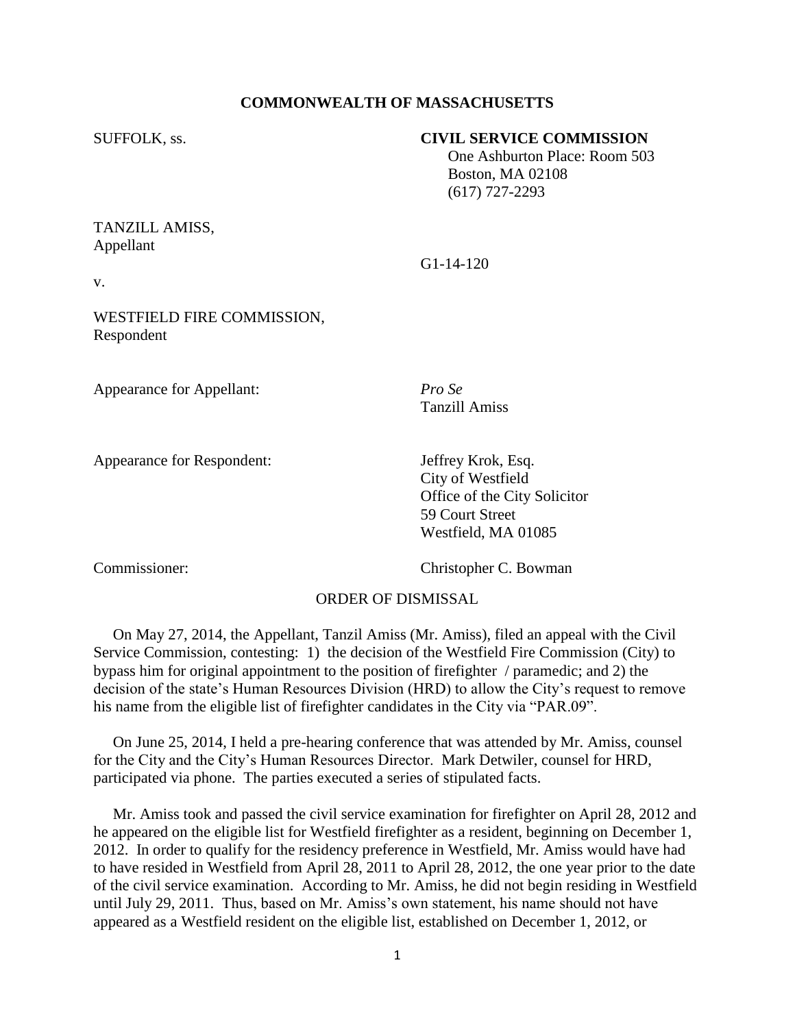**COMMONWEALTH OF MASSACHUSETTS**

SUFFOLK, ss.

**CIVIL SERVICE COMMISSION**
One Ashburton Place: Room 503
Boston, MA 02108
(617) 727-2293

TANZILL AMISS,
Appellant

v.

G1-14-120

WESTFIELD FIRE COMMISSION,
Respondent

Appearance for Appellant: *Pro Se*
Tanzill Amiss

Appearance for Respondent: Jeffrey Krok, Esq.
City of Westfield
Office of the City Solicitor
59 Court Street
Westfield, MA 01085

Commissioner: Christopher C. Bowman

ORDER OF DISMISSAL

On May 27, 2014, the Appellant, Tanzil Amiss (Mr. Amiss), filed an appeal with the Civil Service Commission, contesting: 1) the decision of the Westfield Fire Commission (City) to bypass him for original appointment to the position of firefighter / paramedic; and 2) the decision of the state's Human Resources Division (HRD) to allow the City's request to remove his name from the eligible list of firefighter candidates in the City via "PAR.09".

On June 25, 2014, I held a pre-hearing conference that was attended by Mr. Amiss, counsel for the City and the City's Human Resources Director. Mark Detwiler, counsel for HRD, participated via phone. The parties executed a series of stipulated facts.

Mr. Amiss took and passed the civil service examination for firefighter on April 28, 2012 and he appeared on the eligible list for Westfield firefighter as a resident, beginning on December 1, 2012. In order to qualify for the residency preference in Westfield, Mr. Amiss would have had to have resided in Westfield from April 28, 2011 to April 28, 2012, the one year prior to the date of the civil service examination. According to Mr. Amiss, he did not begin residing in Westfield until July 29, 2011. Thus, based on Mr. Amiss's own statement, his name should not have appeared as a Westfield resident on the eligible list, established on December 1, 2012, or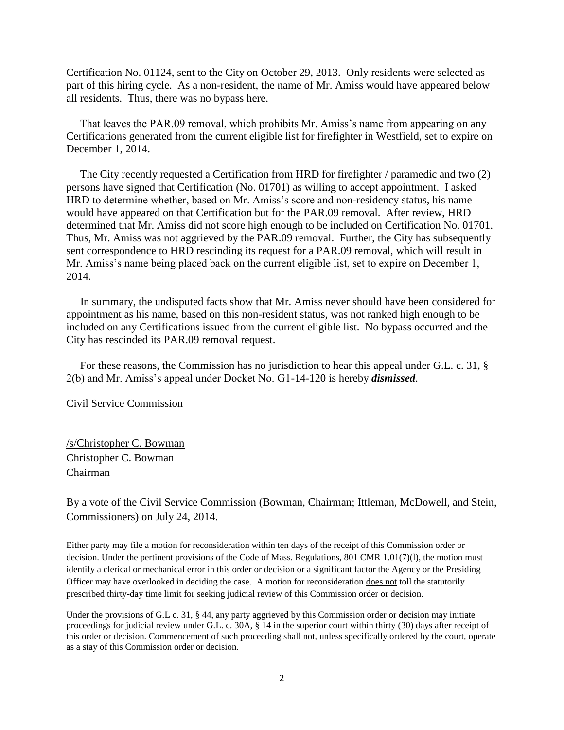Certification No. 01124, sent to the City on October 29, 2013. Only residents were selected as part of this hiring cycle. As a non-resident, the name of Mr. Amiss would have appeared below all residents. Thus, there was no bypass here.

That leaves the PAR.09 removal, which prohibits Mr. Amiss's name from appearing on any Certifications generated from the current eligible list for firefighter in Westfield, set to expire on December 1, 2014.

The City recently requested a Certification from HRD for firefighter / paramedic and two (2) persons have signed that Certification (No. 01701) as willing to accept appointment. I asked HRD to determine whether, based on Mr. Amiss's score and non-residency status, his name would have appeared on that Certification but for the PAR.09 removal. After review, HRD determined that Mr. Amiss did not score high enough to be included on Certification No. 01701. Thus, Mr. Amiss was not aggrieved by the PAR.09 removal. Further, the City has subsequently sent correspondence to HRD rescinding its request for a PAR.09 removal, which will result in Mr. Amiss's name being placed back on the current eligible list, set to expire on December 1, 2014.

In summary, the undisputed facts show that Mr. Amiss never should have been considered for appointment as his name, based on this non-resident status, was not ranked high enough to be included on any Certifications issued from the current eligible list. No bypass occurred and the City has rescinded its PAR.09 removal request.

For these reasons, the Commission has no jurisdiction to hear this appeal under G.L. c. 31, § 2(b) and Mr. Amiss's appeal under Docket No. G1-14-120 is hereby ***dismissed***.

Civil Service Commission

<u>/s/Christopher C. Bowman</u>
Christopher C. Bowman
Chairman

By a vote of the Civil Service Commission (Bowman, Chairman; Ittleman, McDowell, and Stein, Commissioners) on July 24, 2014.

Either party may file a motion for reconsideration within ten days of the receipt of this Commission order or decision. Under the pertinent provisions of the Code of Mass. Regulations, 801 CMR 1.01(7)(l), the motion must identify a clerical or mechanical error in this order or decision or a significant factor the Agency or the Presiding Officer may have overlooked in deciding the case. A motion for reconsideration <u>does not</u> toll the statutorily prescribed thirty-day time limit for seeking judicial review of this Commission order or decision.

Under the provisions of G.L c. 31, § 44, any party aggrieved by this Commission order or decision may initiate proceedings for judicial review under G.L. c. 30A, § 14 in the superior court within thirty (30) days after receipt of this order or decision. Commencement of such proceeding shall not, unless specifically ordered by the court, operate as a stay of this Commission order or decision.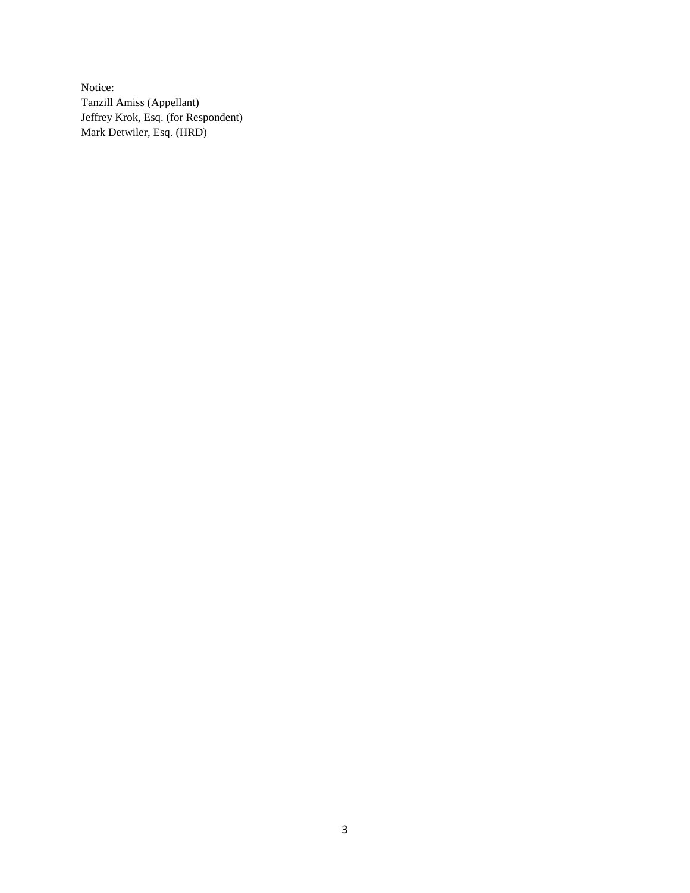Notice:
Tanzill Amiss (Appellant)
Jeffrey Krok, Esq. (for Respondent)
Mark Detwiler, Esq. (HRD)